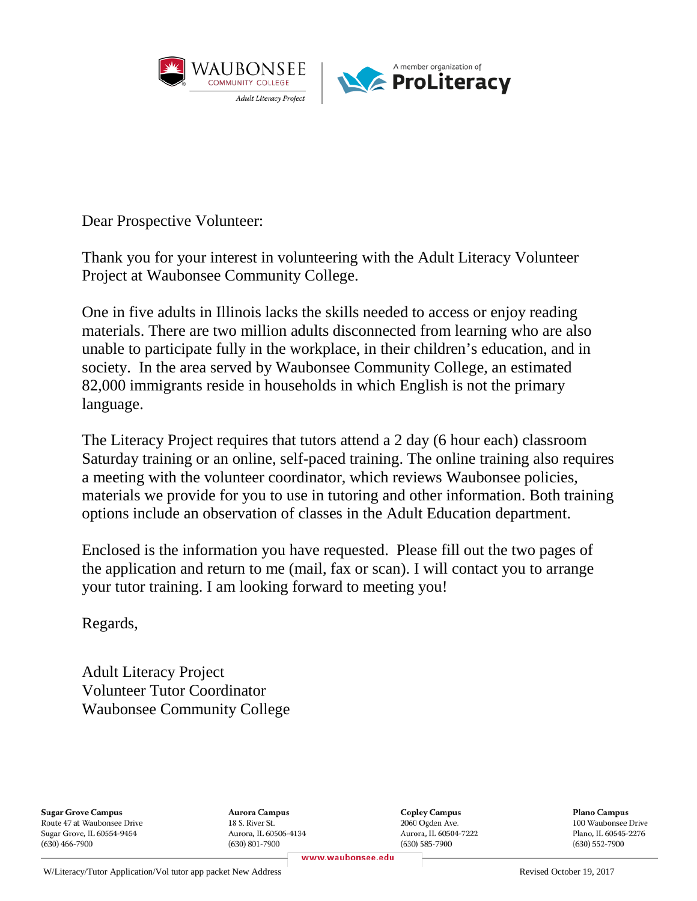WAUBONSEE COMMUNITY COLLEGE
*Adult Literacy Project*

A member organization of ProLiteracy

Dear Prospective Volunteer:

Thank you for your interest in volunteering with the Adult Literacy Volunteer Project at Waubonsee Community College.

One in five adults in Illinois lacks the skills needed to access or enjoy reading materials. There are two million adults disconnected from learning who are also unable to participate fully in the workplace, in their children's education, and in society. In the area served by Waubonsee Community College, an estimated 82,000 immigrants reside in households in which English is not the primary language.

The Literacy Project requires that tutors attend a 2 day (6 hour each) classroom Saturday training or an online, self-paced training. The online training also requires a meeting with the volunteer coordinator, which reviews Waubonsee policies, materials we provide for you to use in tutoring and other information. Both training options include an observation of classes in the Adult Education department.

Enclosed is the information you have requested. Please fill out the two pages of the application and return to me (mail, fax or scan). I will contact you to arrange your tutor training. I am looking forward to meeting you!

Regards,

Adult Literacy Project
Volunteer Tutor Coordinator
Waubonsee Community College

**Sugar Grove Campus**
Route 47 at Waubonsee Drive
Sugar Grove, IL 60554-9454
(630) 466-7900

**Aurora Campus**
18 S. River St.
Aurora, IL 60506-4134
(630) 801-7900

**Copley Campus**
2060 Ogden Ave.
Aurora, IL 60504-7222
(630) 585-7900

**Plano Campus**
100 Waubonsee Drive
Plano, IL 60545-2276
(630) 552-7900

www.waubonsee.edu

W/Literacy/Tutor Application/Vol tutor app packet New Address — Revised October 19, 2017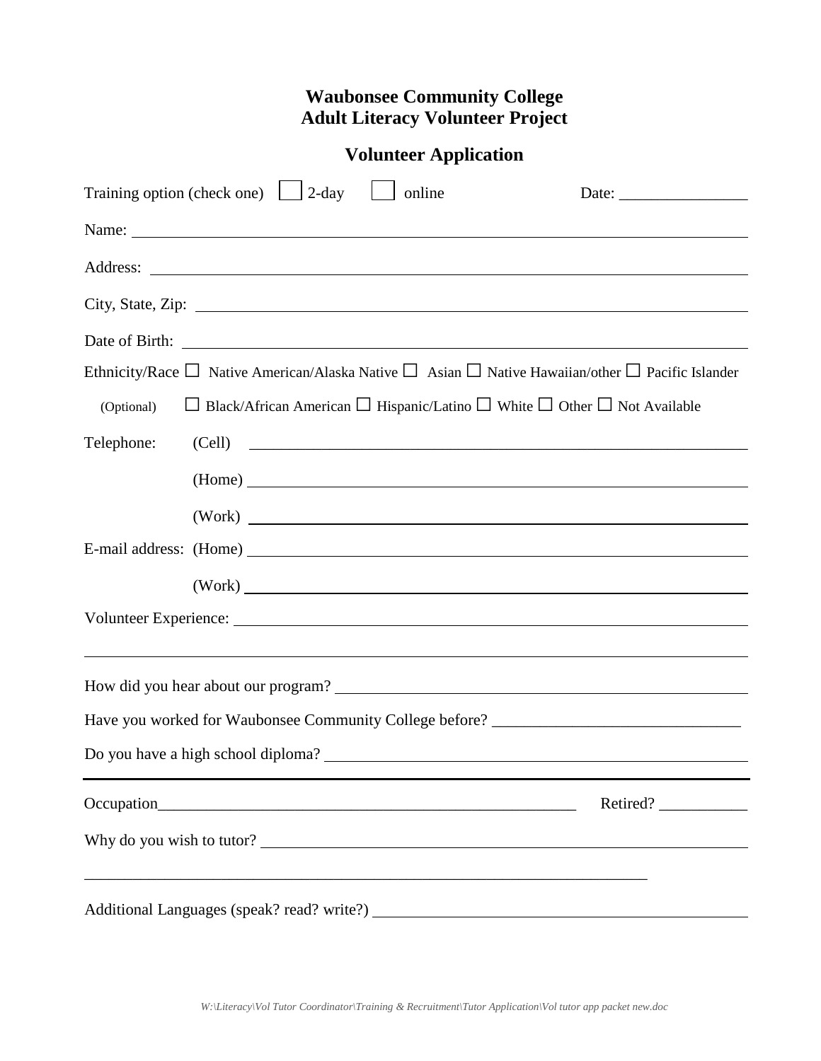# Waubonsee Community College
# Adult Literacy Volunteer Project

## Volunteer Application

Training option (check one) ☐ 2-day ☐ online Date: ________________

Name: ____________________

Address: ____________________

City, State, Zip: ____________________

Date of Birth: ____________________

Ethnicity/Race ☐ Native American/Alaska Native ☐ Asian ☐ Native Hawaiian/other ☐ Pacific Islander

(Optional) ☐ Black/African American ☐ Hispanic/Latino ☐ White ☐ Other ☐ Not Available

Telephone: (Cell) ____________________

(Home) ____________________

(Work) ____________________

E-mail address: (Home) ____________________

(Work) ____________________

Volunteer Experience: ____________________

____________________

How did you hear about our program? ____________________

Have you worked for Waubonsee Community College before? ____________________

Do you have a high school diploma? ____________________

---

Occupation____________________ Retired? ___________

Why do you wish to tutor? ____________________

____________________

Additional Languages (speak? read? write?) ____________________

*W:\Literacy\Vol Tutor Coordinator\Training & Recruitment\Tutor Application\Vol tutor app packet new.doc*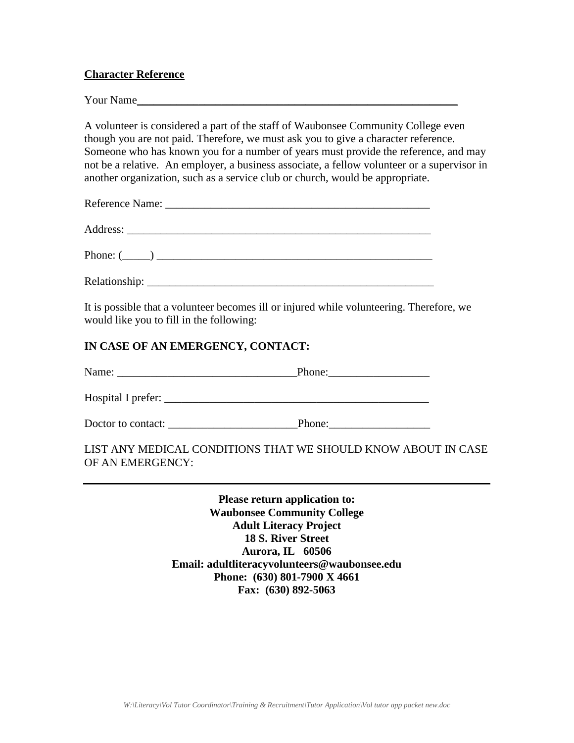**Character Reference**

Your Name___________________________________________________________

A volunteer is considered a part of the staff of Waubonsee Community College even though you are not paid. Therefore, we must ask you to give a character reference. Someone who has known you for a number of years must provide the reference, and may not be a relative. An employer, a business associate, a fellow volunteer or a supervisor in another organization, such as a service club or church, would be appropriate.

Reference Name: _________________________________________________

Address: _______________________________________________________

Phone: (_____) __________________________________________________

Relationship: ____________________________________________________

It is possible that a volunteer becomes ill or injured while volunteering. Therefore, we would like you to fill in the following:

**IN CASE OF AN EMERGENCY, CONTACT:**

Name: _______________________________Phone:__________________

Hospital I prefer: _________________________________________________

Doctor to contact: _______________________Phone:__________________

LIST ANY MEDICAL CONDITIONS THAT WE SHOULD KNOW ABOUT IN CASE OF AN EMERGENCY:

---

**Please return application to:**
**Waubonsee Community College**
**Adult Literacy Project**
**18 S. River Street**
**Aurora, IL 60506**
**Email: adultliteracyvolunteers@waubonsee.edu**
**Phone: (630) 801-7900 X 4661**
**Fax: (630) 892-5063**

*W:\Literacy\Vol Tutor Coordinator\Training & Recruitment\Tutor Application\Vol tutor app packet new.doc*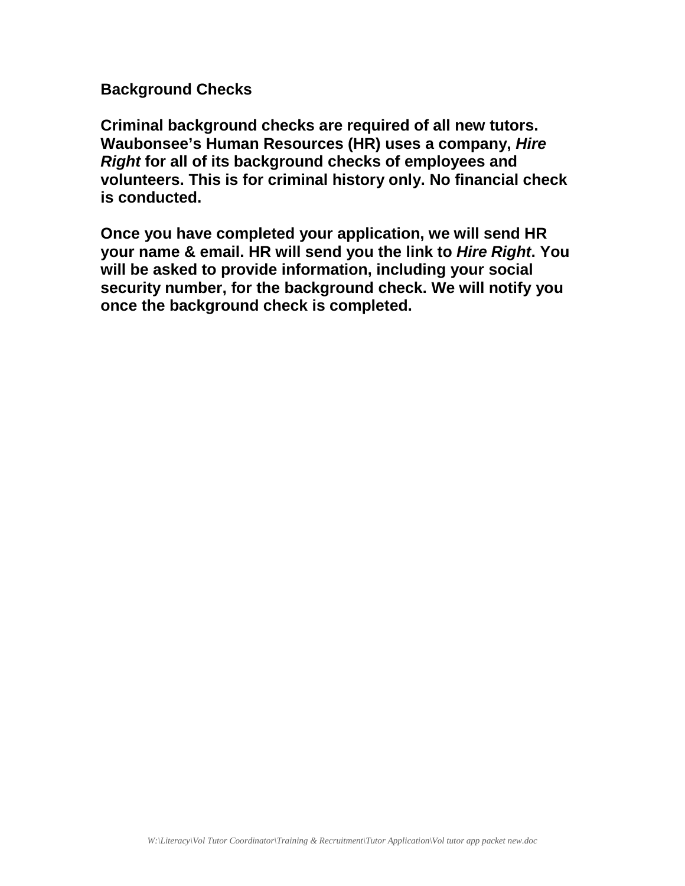**Background Checks**

**Criminal background checks are required of all new tutors. Waubonsee's Human Resources (HR) uses a company, *Hire Right* for all of its background checks of employees and volunteers. This is for criminal history only. No financial check is conducted.**

**Once you have completed your application, we will send HR your name & email. HR will send you the link to *Hire Right*. You will be asked to provide information, including your social security number, for the background check. We will notify you once the background check is completed.**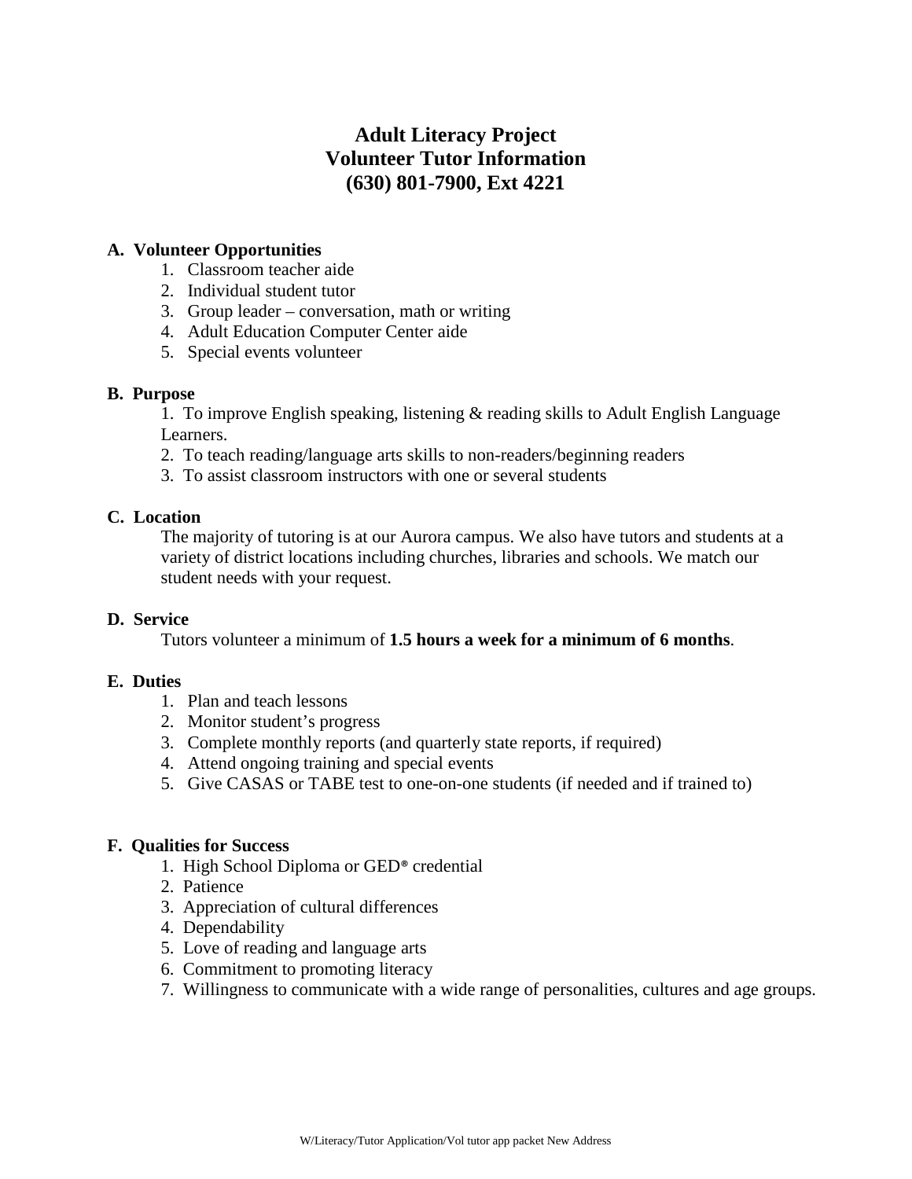# Adult Literacy Project
# Volunteer Tutor Information
# (630) 801-7900, Ext 4221

**A. Volunteer Opportunities**

1. Classroom teacher aide
2. Individual student tutor
3. Group leader – conversation, math or writing
4. Adult Education Computer Center aide
5. Special events volunteer

**B. Purpose**

1. To improve English speaking, listening & reading skills to Adult English Language Learners.
2. To teach reading/language arts skills to non-readers/beginning readers
3. To assist classroom instructors with one or several students

**C. Location**

The majority of tutoring is at our Aurora campus. We also have tutors and students at a variety of district locations including churches, libraries and schools. We match our student needs with your request.

**D. Service**

Tutors volunteer a minimum of **1.5 hours a week for a minimum of 6 months**.

**E. Duties**

1. Plan and teach lessons
2. Monitor student's progress
3. Complete monthly reports (and quarterly state reports, if required)
4. Attend ongoing training and special events
5. Give CASAS or TABE test to one-on-one students (if needed and if trained to)

**F. Qualities for Success**

1. High School Diploma or GED® credential
2. Patience
3. Appreciation of cultural differences
4. Dependability
5. Love of reading and language arts
6. Commitment to promoting literacy
7. Willingness to communicate with a wide range of personalities, cultures and age groups.

W/Literacy/Tutor Application/Vol tutor app packet New Address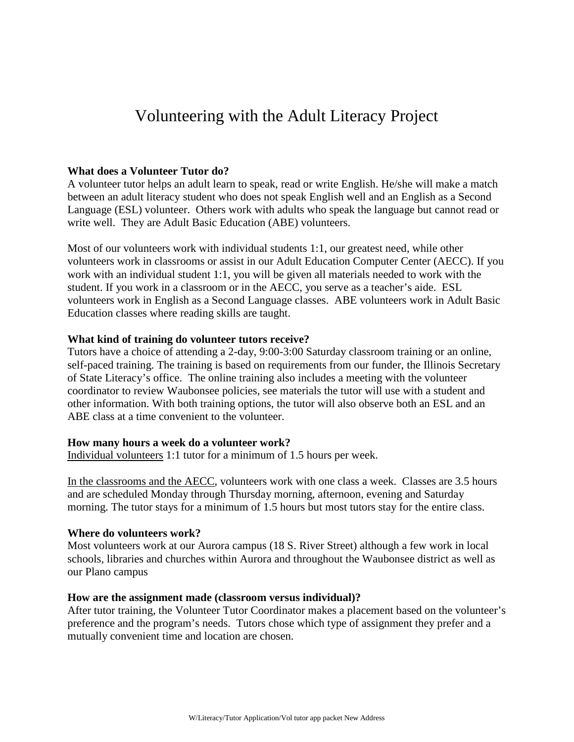# Volunteering with the Adult Literacy Project

**What does a Volunteer Tutor do?**
A volunteer tutor helps an adult learn to speak, read or write English. He/she will make a match between an adult literacy student who does not speak English well and an English as a Second Language (ESL) volunteer. Others work with adults who speak the language but cannot read or write well. They are Adult Basic Education (ABE) volunteers.

Most of our volunteers work with individual students 1:1, our greatest need, while other volunteers work in classrooms or assist in our Adult Education Computer Center (AECC). If you work with an individual student 1:1, you will be given all materials needed to work with the student. If you work in a classroom or in the AECC, you serve as a teacher's aide. ESL volunteers work in English as a Second Language classes. ABE volunteers work in Adult Basic Education classes where reading skills are taught.

**What kind of training do volunteer tutors receive?**
Tutors have a choice of attending a 2-day, 9:00-3:00 Saturday classroom training or an online, self-paced training. The training is based on requirements from our funder, the Illinois Secretary of State Literacy's office. The online training also includes a meeting with the volunteer coordinator to review Waubonsee policies, see materials the tutor will use with a student and other information. With both training options, the tutor will also observe both an ESL and an ABE class at a time convenient to the volunteer.

**How many hours a week do a volunteer work?**
<u>Individual volunteers</u> 1:1 tutor for a minimum of 1.5 hours per week.

<u>In the classrooms and the AECC</u>, volunteers work with one class a week. Classes are 3.5 hours and are scheduled Monday through Thursday morning, afternoon, evening and Saturday morning. The tutor stays for a minimum of 1.5 hours but most tutors stay for the entire class.

**Where do volunteers work?**
Most volunteers work at our Aurora campus (18 S. River Street) although a few work in local schools, libraries and churches within Aurora and throughout the Waubonsee district as well as our Plano campus

**How are the assignment made (classroom versus individual)?**
After tutor training, the Volunteer Tutor Coordinator makes a placement based on the volunteer's preference and the program's needs. Tutors chose which type of assignment they prefer and a mutually convenient time and location are chosen.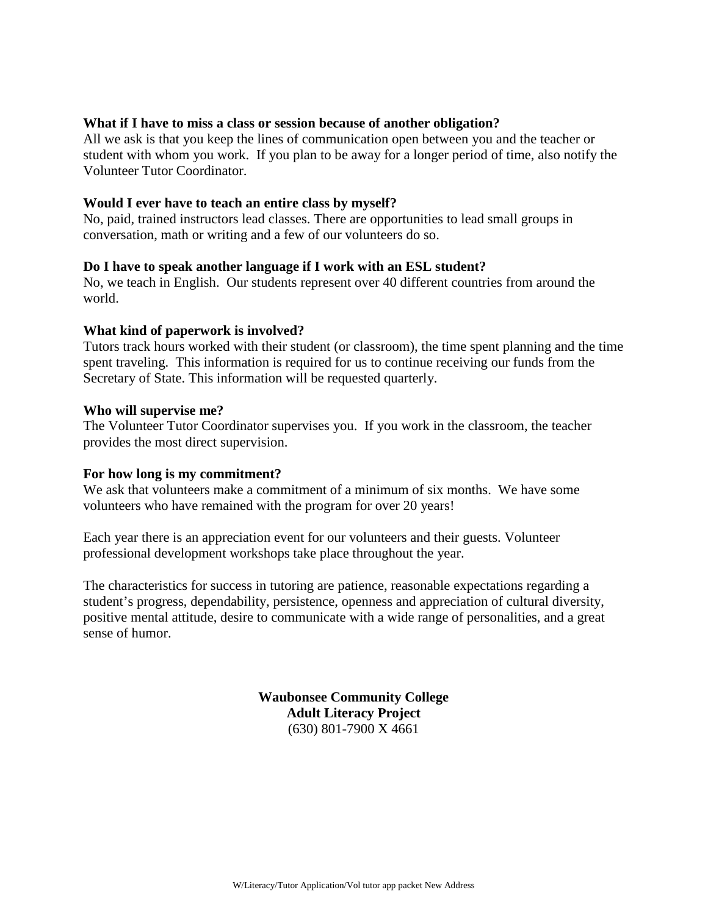**What if I have to miss a class or session because of another obligation?**
All we ask is that you keep the lines of communication open between you and the teacher or student with whom you work. If you plan to be away for a longer period of time, also notify the Volunteer Tutor Coordinator.

**Would I ever have to teach an entire class by myself?**
No, paid, trained instructors lead classes. There are opportunities to lead small groups in conversation, math or writing and a few of our volunteers do so.

**Do I have to speak another language if I work with an ESL student?**
No, we teach in English. Our students represent over 40 different countries from around the world.

**What kind of paperwork is involved?**
Tutors track hours worked with their student (or classroom), the time spent planning and the time spent traveling. This information is required for us to continue receiving our funds from the Secretary of State. This information will be requested quarterly.

**Who will supervise me?**
The Volunteer Tutor Coordinator supervises you. If you work in the classroom, the teacher provides the most direct supervision.

**For how long is my commitment?**
We ask that volunteers make a commitment of a minimum of six months. We have some volunteers who have remained with the program for over 20 years!

Each year there is an appreciation event for our volunteers and their guests. Volunteer professional development workshops take place throughout the year.

The characteristics for success in tutoring are patience, reasonable expectations regarding a student's progress, dependability, persistence, openness and appreciation of cultural diversity, positive mental attitude, desire to communicate with a wide range of personalities, and a great sense of humor.

**Waubonsee Community College**
**Adult Literacy Project**
(630) 801-7900 X 4661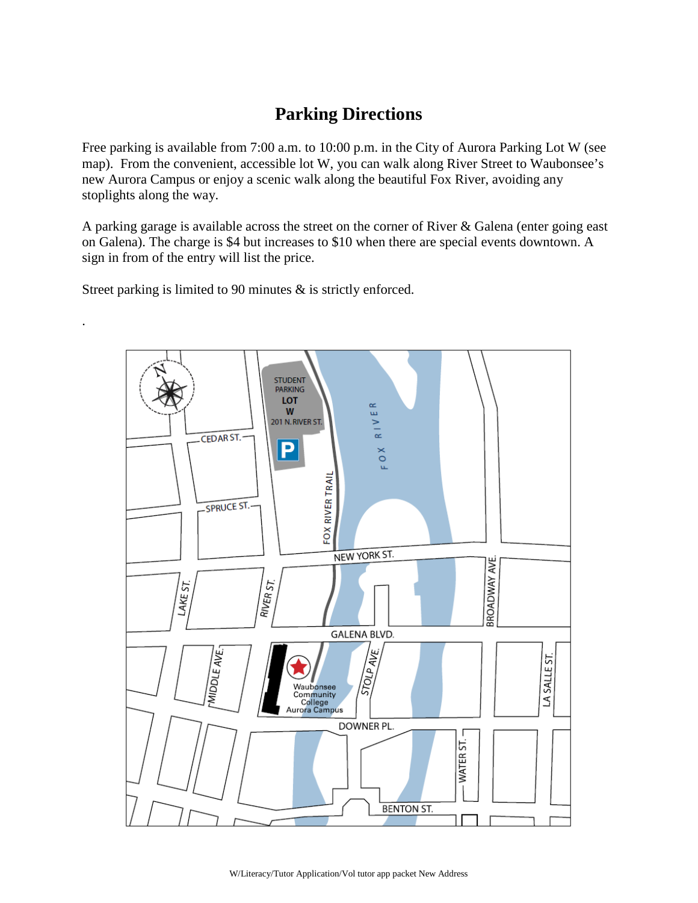# Parking Directions

Free parking is available from 7:00 a.m. to 10:00 p.m. in the City of Aurora Parking Lot W (see map). From the convenient, accessible lot W, you can walk along River Street to Waubonsee's new Aurora Campus or enjoy a scenic walk along the beautiful Fox River, avoiding any stoplights along the way.

A parking garage is available across the street on the corner of River & Galena (enter going east on Galena). The charge is $4 but increases to $10 when there are special events downtown. A sign in from of the entry will list the price.

Street parking is limited to 90 minutes & is strictly enforced.

.

N

STUDENT PARKING

LOT W

201 N. RIVER ST.

P

FOX RIVER

FOX RIVER TRAIL

CEDAR ST.

SPRUCE ST.

NEW YORK ST.

LAKE ST.

RIVER ST.

BROADWAY AVE.

GALENA BLVD.

MIDDLE AVE.

STOLP AVE.

LA SALLE ST.

Waubonsee Community College Aurora Campus

DOWNER PL.

WATER ST.

BENTON ST.